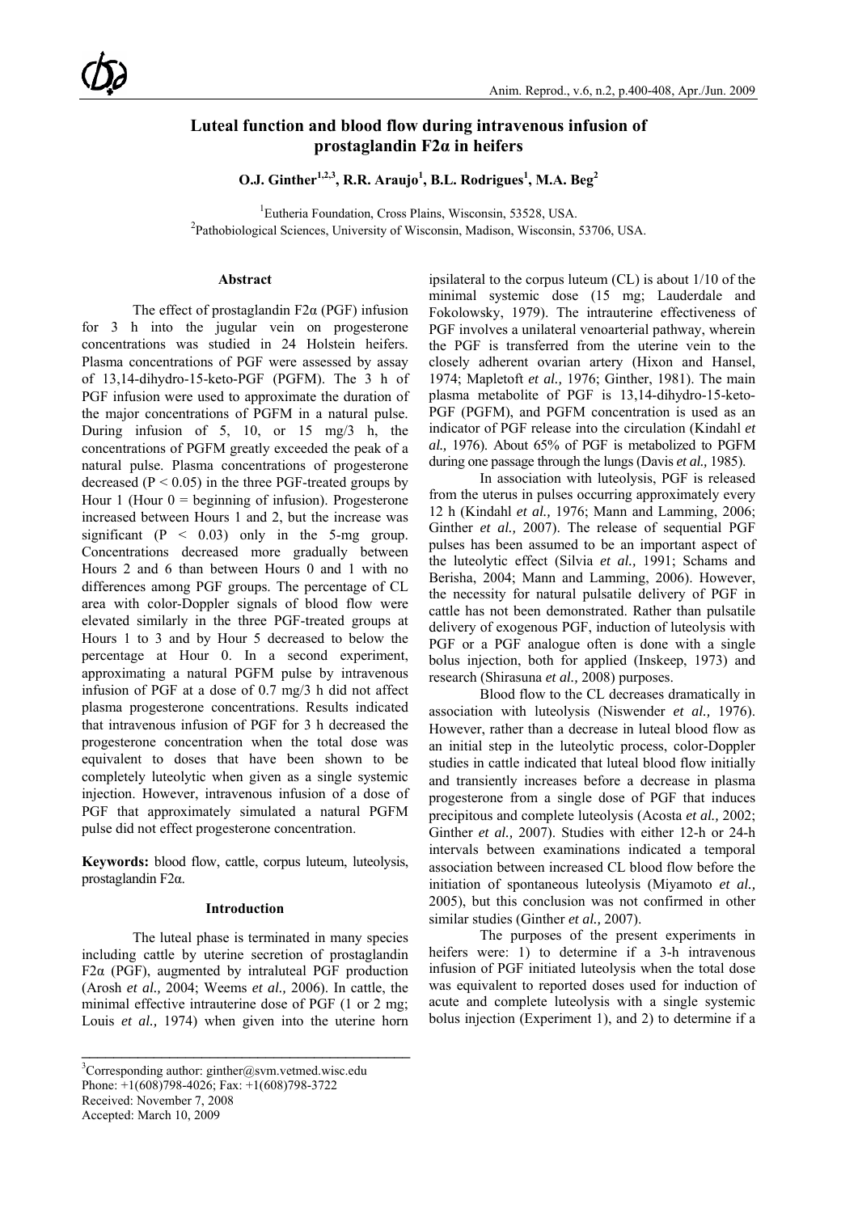# Luteal function and blood flow during intravenous infusion of prostaglandin F2α in heifers

**O.J. Ginther[1,2,3], R.R. Araujo[1], B.L. Rodrigues[1], M.A. Beg[2]**

[1]Eutheria Foundation, Cross Plains, Wisconsin, 53528, USA.
[2]Pathobiological Sciences, University of Wisconsin, Madison, Wisconsin, 53706, USA.

## Abstract

The effect of prostaglandin F2α (PGF) infusion for 3 h into the jugular vein on progesterone concentrations was studied in 24 Holstein heifers. Plasma concentrations of PGF were assessed by assay of 13,14-dihydro-15-keto-PGF (PGFM). The 3 h of PGF infusion were used to approximate the duration of the major concentrations of PGFM in a natural pulse. During infusion of 5, 10, or 15 mg/3 h, the concentrations of PGFM greatly exceeded the peak of a natural pulse. Plasma concentrations of progesterone decreased ($P < 0.05$) in the three PGF-treated groups by Hour 1 (Hour 0 = beginning of infusion). Progesterone increased between Hours 1 and 2, but the increase was significant ($P < 0.03$) only in the 5-mg group. Concentrations decreased more gradually between Hours 2 and 6 than between Hours 0 and 1 with no differences among PGF groups. The percentage of CL area with color-Doppler signals of blood flow were elevated similarly in the three PGF-treated groups at Hours 1 to 3 and by Hour 5 decreased to below the percentage at Hour 0. In a second experiment, approximating a natural PGFM pulse by intravenous infusion of PGF at a dose of 0.7 mg/3 h did not affect plasma progesterone concentrations. Results indicated that intravenous infusion of PGF for 3 h decreased the progesterone concentration when the total dose was equivalent to doses that have been shown to be completely luteolytic when given as a single systemic injection. However, intravenous infusion of a dose of PGF that approximately simulated a natural PGFM pulse did not effect progesterone concentration.

**Keywords:** blood flow, cattle, corpus luteum, luteolysis, prostaglandin F2α.

## Introduction

The luteal phase is terminated in many species including cattle by uterine secretion of prostaglandin F2α (PGF), augmented by intraluteal PGF production (Arosh *et al.,* 2004; Weems *et al.,* 2006). In cattle, the minimal effective intrauterine dose of PGF (1 or 2 mg; Louis *et al.,* 1974) when given into the uterine horn ipsilateral to the corpus luteum (CL) is about 1/10 of the minimal systemic dose (15 mg; Lauderdale and Fokolowsky, 1979). The intrauterine effectiveness of PGF involves a unilateral venoarterial pathway, wherein the PGF is transferred from the uterine vein to the closely adherent ovarian artery (Hixon and Hansel, 1974; Mapletoft *et al.,* 1976; Ginther, 1981). The main plasma metabolite of PGF is 13,14-dihydro-15-keto-PGF (PGFM), and PGFM concentration is used as an indicator of PGF release into the circulation (Kindahl *et al.,* 1976). About 65% of PGF is metabolized to PGFM during one passage through the lungs (Davis *et al.,* 1985).

In association with luteolysis, PGF is released from the uterus in pulses occurring approximately every 12 h (Kindahl *et al.,* 1976; Mann and Lamming, 2006; Ginther *et al.,* 2007). The release of sequential PGF pulses has been assumed to be an important aspect of the luteolytic effect (Silvia *et al.,* 1991; Schams and Berisha, 2004; Mann and Lamming, 2006). However, the necessity for natural pulsatile delivery of PGF in cattle has not been demonstrated. Rather than pulsatile delivery of exogenous PGF, induction of luteolysis with PGF or a PGF analogue often is done with a single bolus injection, both for applied (Inskeep, 1973) and research (Shirasuna *et al.,* 2008) purposes.

Blood flow to the CL decreases dramatically in association with luteolysis (Niswender *et al.,* 1976). However, rather than a decrease in luteal blood flow as an initial step in the luteolytic process, color-Doppler studies in cattle indicated that luteal blood flow initially and transiently increases before a decrease in plasma progesterone from a single dose of PGF that induces precipitous and complete luteolysis (Acosta *et al.,* 2002; Ginther *et al.,* 2007). Studies with either 12-h or 24-h intervals between examinations indicated a temporal association between increased CL blood flow before the initiation of spontaneous luteolysis (Miyamoto *et al.,* 2005), but this conclusion was not confirmed in other similar studies (Ginther *et al.,* 2007).

The purposes of the present experiments in heifers were: 1) to determine if a 3-h intravenous infusion of PGF initiated luteolysis when the total dose was equivalent to reported doses used for induction of acute and complete luteolysis with a single systemic bolus injection (Experiment 1), and 2) to determine if a

---

[3]Corresponding author: ginther@svm.vetmed.wisc.edu
Phone: +1(608)798-4026; Fax: +1(608)798-3722
Received: November 7, 2008
Accepted: March 10, 2009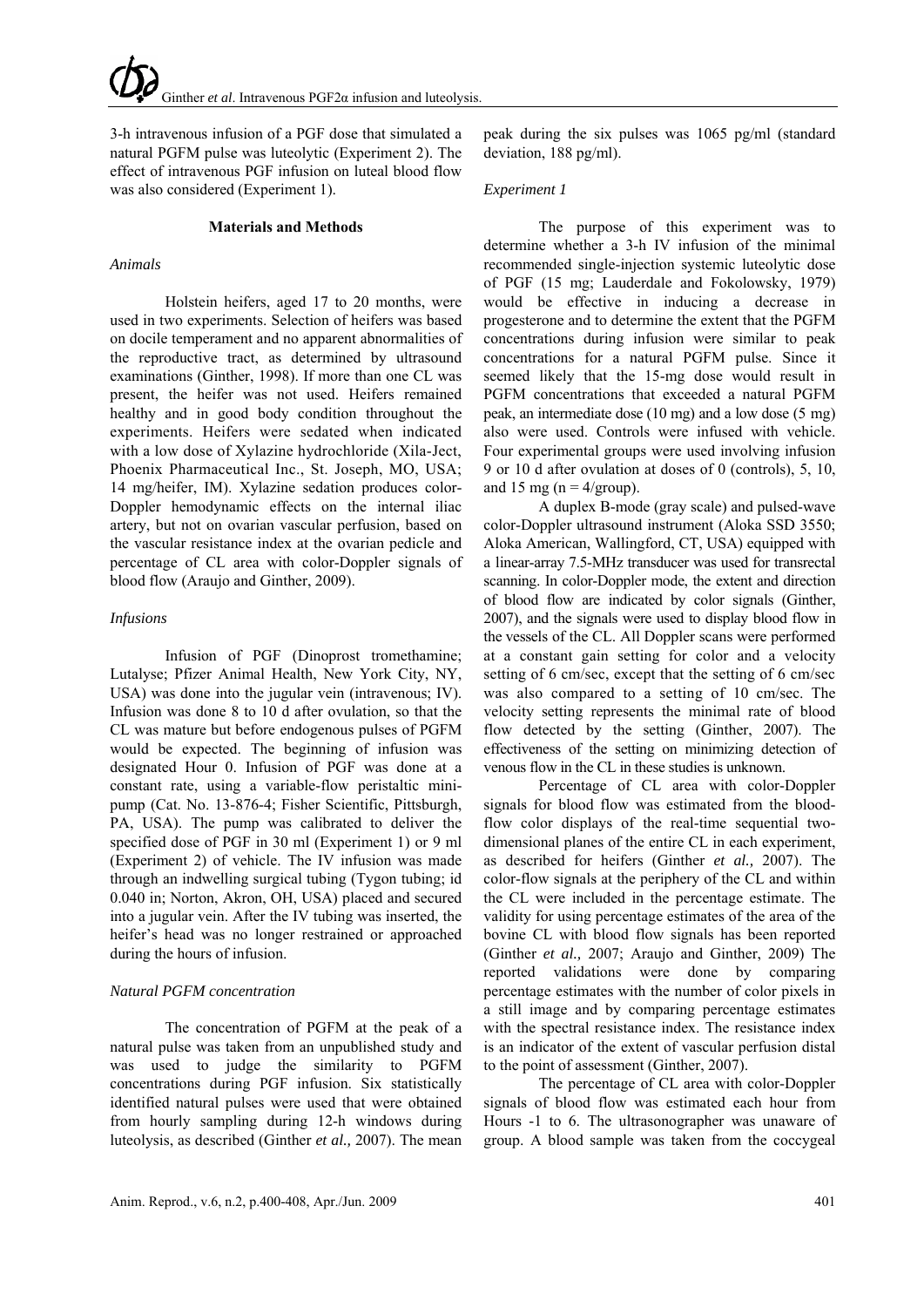3-h intravenous infusion of a PGF dose that simulated a natural PGFM pulse was luteolytic (Experiment 2). The effect of intravenous PGF infusion on luteal blood flow was also considered (Experiment 1).

## Materials and Methods

### *Animals*

Holstein heifers, aged 17 to 20 months, were used in two experiments. Selection of heifers was based on docile temperament and no apparent abnormalities of the reproductive tract, as determined by ultrasound examinations (Ginther, 1998). If more than one CL was present, the heifer was not used. Heifers remained healthy and in good body condition throughout the experiments. Heifers were sedated when indicated with a low dose of Xylazine hydrochloride (Xila-Ject, Phoenix Pharmaceutical Inc., St. Joseph, MO, USA; 14 mg/heifer, IM). Xylazine sedation produces color-Doppler hemodynamic effects on the internal iliac artery, but not on ovarian vascular perfusion, based on the vascular resistance index at the ovarian pedicle and percentage of CL area with color-Doppler signals of blood flow (Araujo and Ginther, 2009).

### *Infusions*

Infusion of PGF (Dinoprost tromethamine; Lutalyse; Pfizer Animal Health, New York City, NY, USA) was done into the jugular vein (intravenous; IV). Infusion was done 8 to 10 d after ovulation, so that the CL was mature but before endogenous pulses of PGFM would be expected. The beginning of infusion was designated Hour 0. Infusion of PGF was done at a constant rate, using a variable-flow peristaltic mini-pump (Cat. No. 13-876-4; Fisher Scientific, Pittsburgh, PA, USA). The pump was calibrated to deliver the specified dose of PGF in 30 ml (Experiment 1) or 9 ml (Experiment 2) of vehicle. The IV infusion was made through an indwelling surgical tubing (Tygon tubing; id 0.040 in; Norton, Akron, OH, USA) placed and secured into a jugular vein. After the IV tubing was inserted, the heifer's head was no longer restrained or approached during the hours of infusion.

### *Natural PGFM concentration*

The concentration of PGFM at the peak of a natural pulse was taken from an unpublished study and was used to judge the similarity to PGFM concentrations during PGF infusion. Six statistically identified natural pulses were used that were obtained from hourly sampling during 12-h windows during luteolysis, as described (Ginther *et al.,* 2007). The mean peak during the six pulses was 1065 pg/ml (standard deviation, 188 pg/ml).

### *Experiment 1*

The purpose of this experiment was to determine whether a 3-h IV infusion of the minimal recommended single-injection systemic luteolytic dose of PGF (15 mg; Lauderdale and Fokolowsky, 1979) would be effective in inducing a decrease in progesterone and to determine the extent that the PGFM concentrations during infusion were similar to peak concentrations for a natural PGFM pulse. Since it seemed likely that the 15-mg dose would result in PGFM concentrations that exceeded a natural PGFM peak, an intermediate dose (10 mg) and a low dose (5 mg) also were used. Controls were infused with vehicle. Four experimental groups were used involving infusion 9 or 10 d after ovulation at doses of 0 (controls), 5, 10, and 15 mg ($n = 4$/group).

A duplex B-mode (gray scale) and pulsed-wave color-Doppler ultrasound instrument (Aloka SSD 3550; Aloka American, Wallingford, CT, USA) equipped with a linear-array 7.5-MHz transducer was used for transrectal scanning. In color-Doppler mode, the extent and direction of blood flow are indicated by color signals (Ginther, 2007), and the signals were used to display blood flow in the vessels of the CL. All Doppler scans were performed at a constant gain setting for color and a velocity setting of 6 cm/sec, except that the setting of 6 cm/sec was also compared to a setting of 10 cm/sec. The velocity setting represents the minimal rate of blood flow detected by the setting (Ginther, 2007). The effectiveness of the setting on minimizing detection of venous flow in the CL in these studies is unknown.

Percentage of CL area with color-Doppler signals for blood flow was estimated from the blood-flow color displays of the real-time sequential two-dimensional planes of the entire CL in each experiment, as described for heifers (Ginther *et al.,* 2007). The color-flow signals at the periphery of the CL and within the CL were included in the percentage estimate. The validity for using percentage estimates of the area of the bovine CL with blood flow signals has been reported (Ginther *et al.,* 2007; Araujo and Ginther, 2009) The reported validations were done by comparing percentage estimates with the number of color pixels in a still image and by comparing percentage estimates with the spectral resistance index. The resistance index is an indicator of the extent of vascular perfusion distal to the point of assessment (Ginther, 2007).

The percentage of CL area with color-Doppler signals of blood flow was estimated each hour from Hours -1 to 6. The ultrasonographer was unaware of group. A blood sample was taken from the coccygeal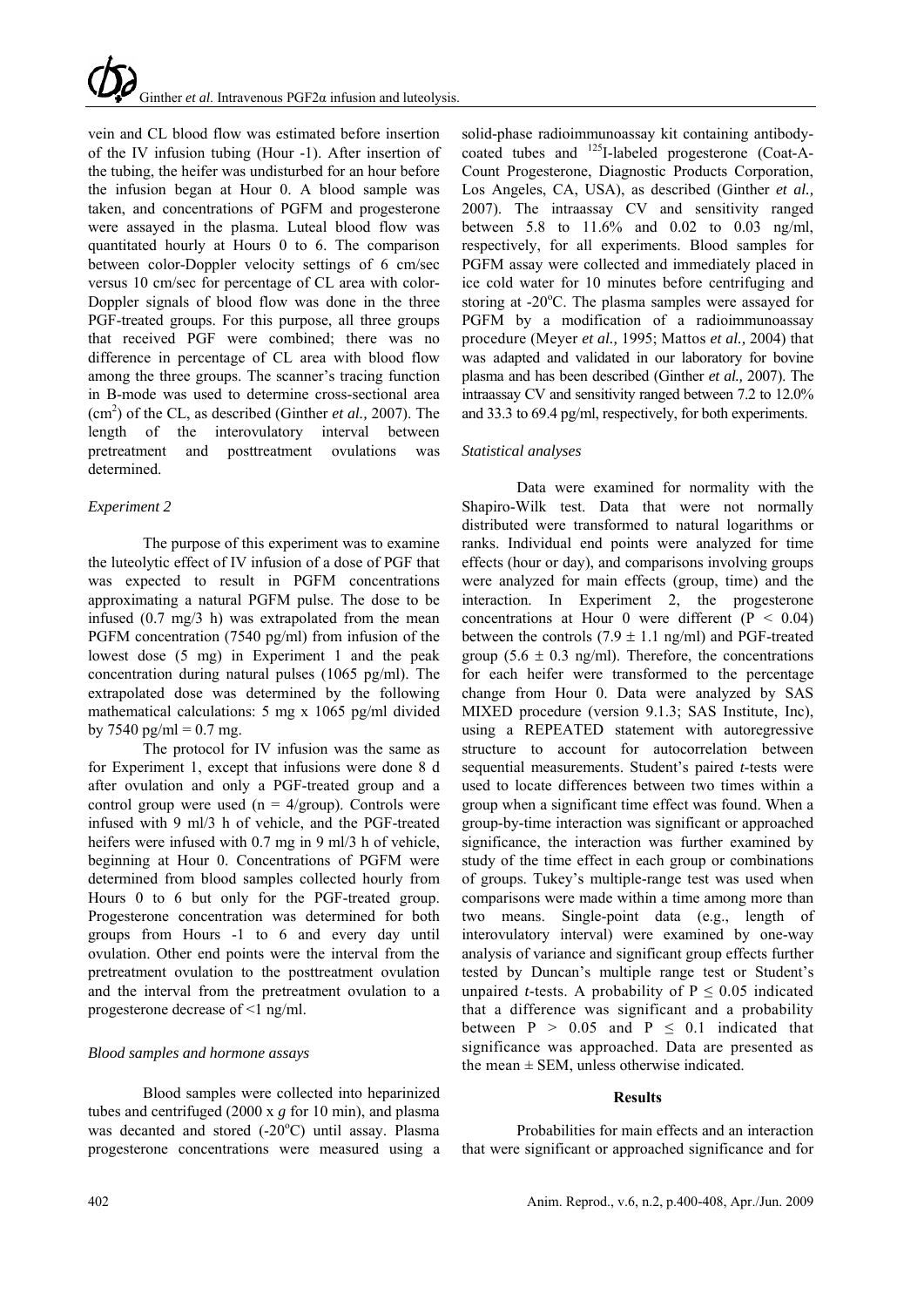vein and CL blood flow was estimated before insertion of the IV infusion tubing (Hour -1). After insertion of the tubing, the heifer was undisturbed for an hour before the infusion began at Hour 0. A blood sample was taken, and concentrations of PGFM and progesterone were assayed in the plasma. Luteal blood flow was quantitated hourly at Hours 0 to 6. The comparison between color-Doppler velocity settings of 6 cm/sec versus 10 cm/sec for percentage of CL area with color-Doppler signals of blood flow was done in the three PGF-treated groups. For this purpose, all three groups that received PGF were combined; there was no difference in percentage of CL area with blood flow among the three groups. The scanner's tracing function in B-mode was used to determine cross-sectional area ($cm^2$) of the CL, as described (Ginther *et al.,* 2007). The length of the interovulatory interval between pretreatment and posttreatment ovulations was determined.

### *Experiment 2*

The purpose of this experiment was to examine the luteolytic effect of IV infusion of a dose of PGF that was expected to result in PGFM concentrations approximating a natural PGFM pulse. The dose to be infused (0.7 mg/3 h) was extrapolated from the mean PGFM concentration (7540 pg/ml) from infusion of the lowest dose (5 mg) in Experiment 1 and the peak concentration during natural pulses (1065 pg/ml). The extrapolated dose was determined by the following mathematical calculations: 5 mg x 1065 pg/ml divided by 7540 pg/ml = 0.7 mg.

The protocol for IV infusion was the same as for Experiment 1, except that infusions were done 8 d after ovulation and only a PGF-treated group and a control group were used (n = 4/group). Controls were infused with 9 ml/3 h of vehicle, and the PGF-treated heifers were infused with 0.7 mg in 9 ml/3 h of vehicle, beginning at Hour 0. Concentrations of PGFM were determined from blood samples collected hourly from Hours 0 to 6 but only for the PGF-treated group. Progesterone concentration was determined for both groups from Hours -1 to 6 and every day until ovulation. Other end points were the interval from the pretreatment ovulation to the posttreatment ovulation and the interval from the pretreatment ovulation to a progesterone decrease of <1 ng/ml.

### *Blood samples and hormone assays*

Blood samples were collected into heparinized tubes and centrifuged (2000 x *g* for 10 min), and plasma was decanted and stored (-20°C) until assay. Plasma progesterone concentrations were measured using a solid-phase radioimmunoassay kit containing antibody-coated tubes and $^{125}$I-labeled progesterone (Coat-A-Count Progesterone, Diagnostic Products Corporation, Los Angeles, CA, USA), as described (Ginther *et al.,* 2007). The intraassay CV and sensitivity ranged between 5.8 to 11.6% and 0.02 to 0.03 ng/ml, respectively, for all experiments. Blood samples for PGFM assay were collected and immediately placed in ice cold water for 10 minutes before centrifuging and storing at -20°C. The plasma samples were assayed for PGFM by a modification of a radioimmunoassay procedure (Meyer *et al.,* 1995; Mattos *et al.,* 2004) that was adapted and validated in our laboratory for bovine plasma and has been described (Ginther *et al.,* 2007). The intraassay CV and sensitivity ranged between 7.2 to 12.0% and 33.3 to 69.4 pg/ml, respectively, for both experiments.

### *Statistical analyses*

Data were examined for normality with the Shapiro-Wilk test. Data that were not normally distributed were transformed to natural logarithms or ranks. Individual end points were analyzed for time effects (hour or day), and comparisons involving groups were analyzed for main effects (group, time) and the interaction. In Experiment 2, the progesterone concentrations at Hour 0 were different ($P < 0.04$) between the controls ($7.9 \pm 1.1$ ng/ml) and PGF-treated group ($5.6 \pm 0.3$ ng/ml). Therefore, the concentrations for each heifer were transformed to the percentage change from Hour 0. Data were analyzed by SAS MIXED procedure (version 9.1.3; SAS Institute, Inc), using a REPEATED statement with autoregressive structure to account for autocorrelation between sequential measurements. Student's paired *t*-tests were used to locate differences between two times within a group when a significant time effect was found. When a group-by-time interaction was significant or approached significance, the interaction was further examined by study of the time effect in each group or combinations of groups. Tukey's multiple-range test was used when comparisons were made within a time among more than two means. Single-point data (e.g., length of interovulatory interval) were examined by one-way analysis of variance and significant group effects further tested by Duncan's multiple range test or Student's unpaired *t*-tests. A probability of $P \leq 0.05$ indicated that a difference was significant and a probability between $P > 0.05$ and $P \leq 0.1$ indicated that significance was approached. Data are presented as the mean ± SEM, unless otherwise indicated.

## Results

Probabilities for main effects and an interaction that were significant or approached significance and for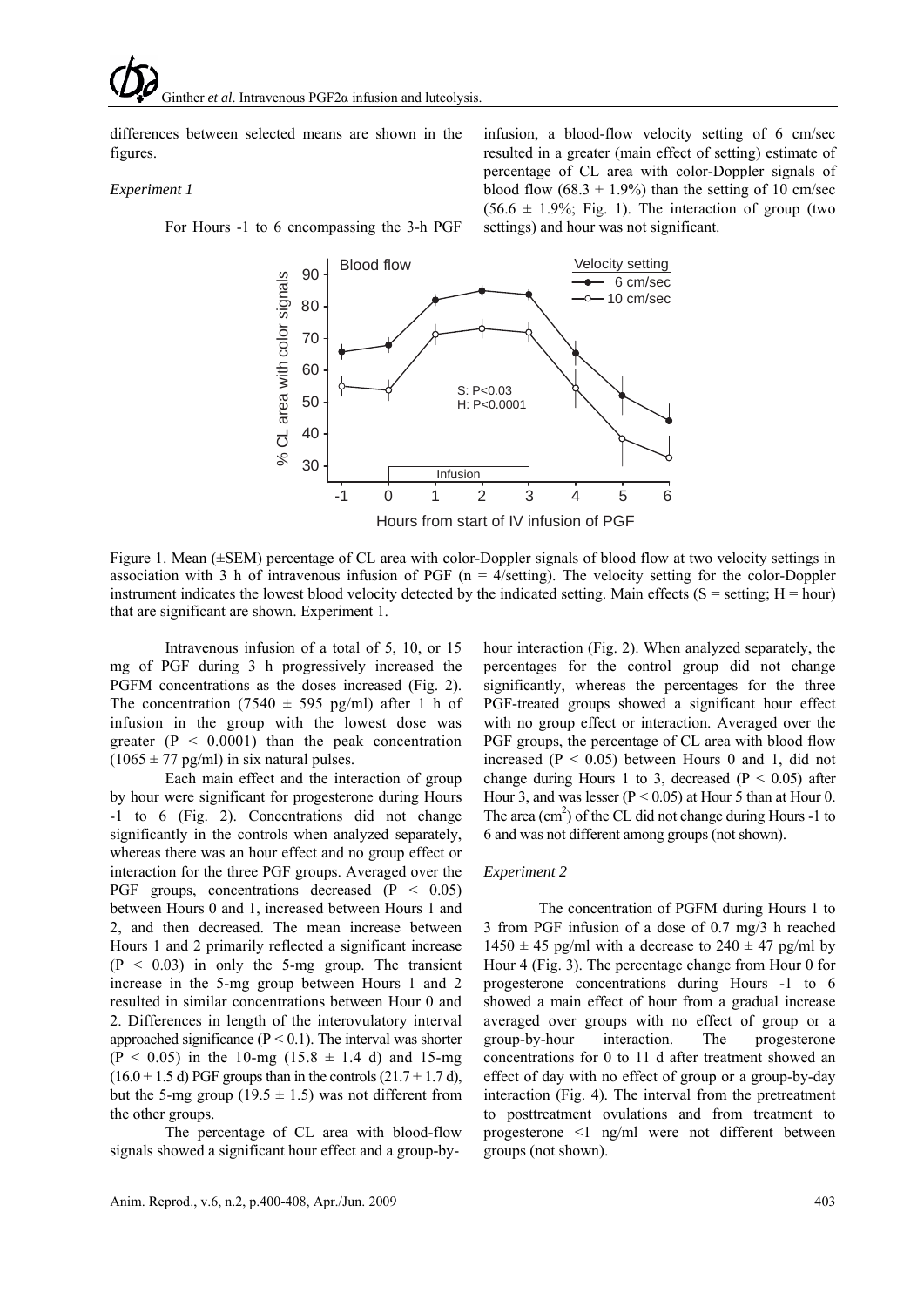differences between selected means are shown in the figures.

*Experiment 1*

For Hours -1 to 6 encompassing the 3-h PGF infusion, a blood-flow velocity setting of 6 cm/sec resulted in a greater (main effect of setting) estimate of percentage of CL area with color-Doppler signals of blood flow (68.3 ± 1.9%) than the setting of 10 cm/sec (56.6 ± 1.9%; Fig. 1). The interaction of group (two settings) and hour was not significant.

Figure 1. Mean (±SEM) percentage of CL area with color-Doppler signals of blood flow at two velocity settings in association with 3 h of intravenous infusion of PGF (n = 4/setting). The velocity setting for the color-Doppler instrument indicates the lowest blood velocity detected by the indicated setting. Main effects (S = setting; H = hour) that are significant are shown. Experiment 1.

Intravenous infusion of a total of 5, 10, or 15 mg of PGF during 3 h progressively increased the PGFM concentrations as the doses increased (Fig. 2). The concentration (7540 ± 595 pg/ml) after 1 h of infusion in the group with the lowest dose was greater ($P < 0.0001$) than the peak concentration (1065 ± 77 pg/ml) in six natural pulses.

Each main effect and the interaction of group by hour were significant for progesterone during Hours -1 to 6 (Fig. 2). Concentrations did not change significantly in the controls when analyzed separately, whereas there was an hour effect and no group effect or interaction for the three PGF groups. Averaged over the PGF groups, concentrations decreased ($P < 0.05$) between Hours 0 and 1, increased between Hours 1 and 2, and then decreased. The mean increase between Hours 1 and 2 primarily reflected a significant increase ($P < 0.03$) in only the 5-mg group. The transient increase in the 5-mg group between Hours 1 and 2 resulted in similar concentrations between Hour 0 and 2. Differences in length of the interovulatory interval approached significance ($P < 0.1$). The interval was shorter ($P < 0.05$) in the 10-mg (15.8 ± 1.4 d) and 15-mg (16.0 ± 1.5 d) PGF groups than in the controls (21.7 ± 1.7 d), but the 5-mg group (19.5 ± 1.5) was not different from the other groups.

The percentage of CL area with blood-flow signals showed a significant hour effect and a group-by-hour interaction (Fig. 2). When analyzed separately, the percentages for the control group did not change significantly, whereas the percentages for the three PGF-treated groups showed a significant hour effect with no group effect or interaction. Averaged over the PGF groups, the percentage of CL area with blood flow increased ($P < 0.05$) between Hours 0 and 1, did not change during Hours 1 to 3, decreased ($P < 0.05$) after Hour 3, and was lesser ($P < 0.05$) at Hour 5 than at Hour 0. The area ($cm^2$) of the CL did not change during Hours -1 to 6 and was not different among groups (not shown).

*Experiment 2*

The concentration of PGFM during Hours 1 to 3 from PGF infusion of a dose of 0.7 mg/3 h reached 1450 ± 45 pg/ml with a decrease to 240 ± 47 pg/ml by Hour 4 (Fig. 3). The percentage change from Hour 0 for progesterone concentrations during Hours -1 to 6 showed a main effect of hour from a gradual increase averaged over groups with no effect of group or a group-by-hour interaction. The progesterone concentrations for 0 to 11 d after treatment showed an effect of day with no effect of group or a group-by-day interaction (Fig. 4). The interval from the pretreatment to posttreatment ovulations and from treatment to progesterone <1 ng/ml were not different between groups (not shown).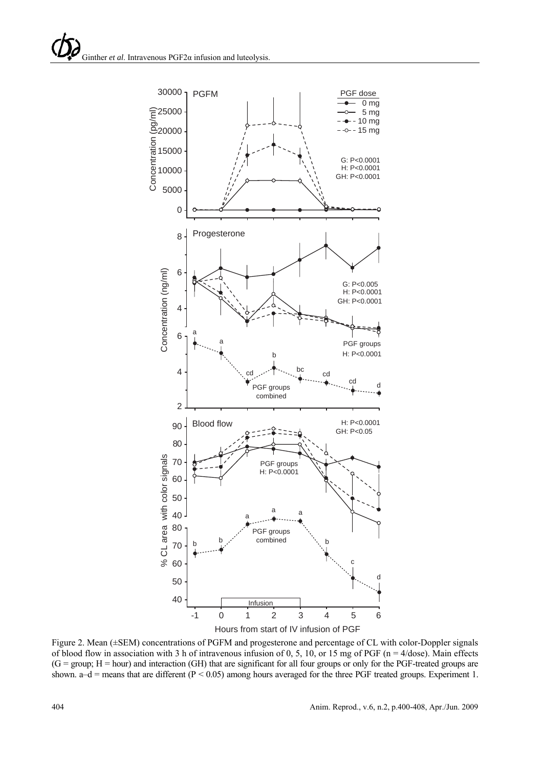Figure 2. Mean (±SEM) concentrations of PGFM and progesterone and percentage of CL with color-Doppler signals of blood flow in association with 3 h of intravenous infusion of 0, 5, 10, or 15 mg of PGF (n = 4/dose). Main effects (G = group; H = hour) and interaction (GH) that are significant for all four groups or only for the PGF-treated groups are shown. a–d = means that are different ($P < 0.05$) among hours averaged for the three PGF treated groups. Experiment 1.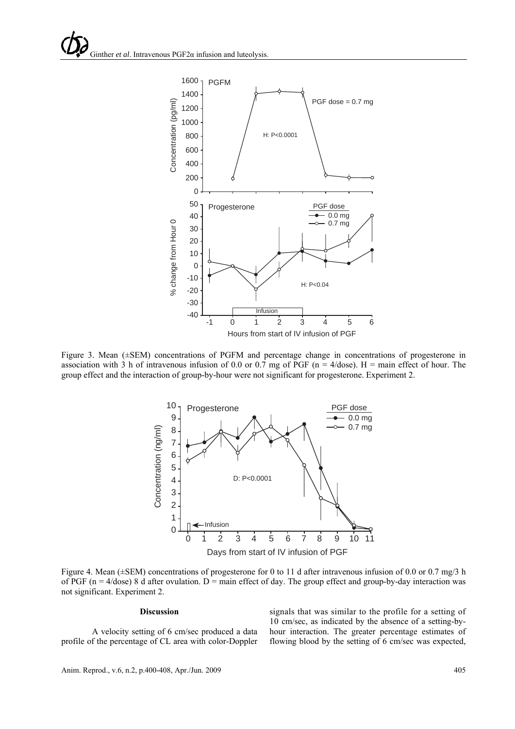Figure 3. Mean (±SEM) concentrations of PGFM and percentage change in concentrations of progesterone in association with 3 h of intravenous infusion of 0.0 or 0.7 mg of PGF (n = 4/dose). H = main effect of hour. The group effect and the interaction of group-by-hour were not significant for progesterone. Experiment 2.

Figure 4. Mean (±SEM) concentrations of progesterone for 0 to 11 d after intravenous infusion of 0.0 or 0.7 mg/3 h of PGF (n = 4/dose) 8 d after ovulation. D = main effect of day. The group effect and group-by-day interaction was not significant. Experiment 2.

## Discussion

A velocity setting of 6 cm/sec produced a data profile of the percentage of CL area with color-Doppler signals that was similar to the profile for a setting of 10 cm/sec, as indicated by the absence of a setting-by-hour interaction. The greater percentage estimates of flowing blood by the setting of 6 cm/sec was expected,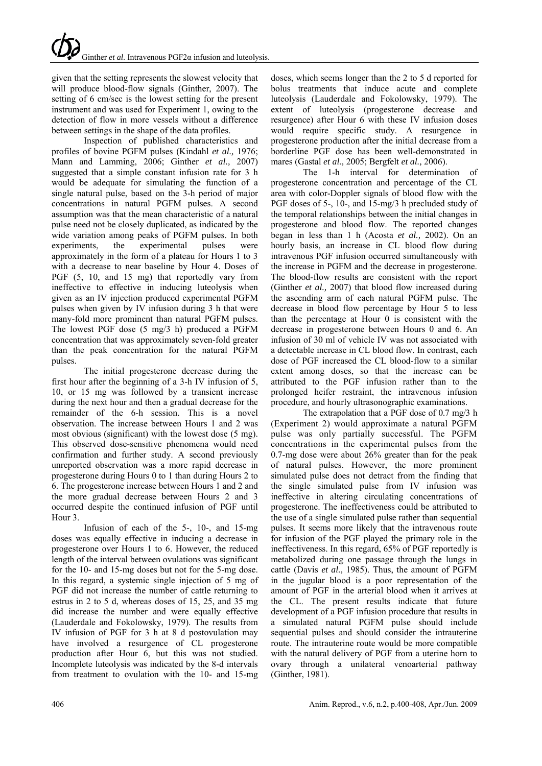given that the setting represents the slowest velocity that will produce blood-flow signals (Ginther, 2007). The setting of 6 cm/sec is the lowest setting for the present instrument and was used for Experiment 1, owing to the detection of flow in more vessels without a difference between settings in the shape of the data profiles.

Inspection of published characteristics and profiles of bovine PGFM pulses (Kindahl *et al.,* 1976; Mann and Lamming, 2006; Ginther *et al.,* 2007) suggested that a simple constant infusion rate for 3 h would be adequate for simulating the function of a single natural pulse, based on the 3-h period of major concentrations in natural PGFM pulses. A second assumption was that the mean characteristic of a natural pulse need not be closely duplicated, as indicated by the wide variation among peaks of PGFM pulses. In both experiments, the experimental pulses were approximately in the form of a plateau for Hours 1 to 3 with a decrease to near baseline by Hour 4. Doses of PGF (5, 10, and 15 mg) that reportedly vary from ineffective to effective in inducing luteolysis when given as an IV injection produced experimental PGFM pulses when given by IV infusion during 3 h that were many-fold more prominent than natural PGFM pulses. The lowest PGF dose (5 mg/3 h) produced a PGFM concentration that was approximately seven-fold greater than the peak concentration for the natural PGFM pulses.

The initial progesterone decrease during the first hour after the beginning of a 3-h IV infusion of 5, 10, or 15 mg was followed by a transient increase during the next hour and then a gradual decrease for the remainder of the 6-h session. This is a novel observation. The increase between Hours 1 and 2 was most obvious (significant) with the lowest dose (5 mg). This observed dose-sensitive phenomena would need confirmation and further study. A second previously unreported observation was a more rapid decrease in progesterone during Hours 0 to 1 than during Hours 2 to 6. The progesterone increase between Hours 1 and 2 and the more gradual decrease between Hours 2 and 3 occurred despite the continued infusion of PGF until Hour 3.

Infusion of each of the 5-, 10-, and 15-mg doses was equally effective in inducing a decrease in progesterone over Hours 1 to 6. However, the reduced length of the interval between ovulations was significant for the 10- and 15-mg doses but not for the 5-mg dose. In this regard, a systemic single injection of 5 mg of PGF did not increase the number of cattle returning to estrus in 2 to 5 d, whereas doses of 15, 25, and 35 mg did increase the number and were equally effective (Lauderdale and Fokolowsky, 1979). The results from IV infusion of PGF for 3 h at 8 d postovulation may have involved a resurgence of CL progesterone production after Hour 6, but this was not studied. Incomplete luteolysis was indicated by the 8-d intervals from treatment to ovulation with the 10- and 15-mg doses, which seems longer than the 2 to 5 d reported for bolus treatments that induce acute and complete luteolysis (Lauderdale and Fokolowsky, 1979). The extent of luteolysis (progesterone decrease and resurgence) after Hour 6 with these IV infusion doses would require specific study. A resurgence in progesterone production after the initial decrease from a borderline PGF dose has been well-demonstrated in mares (Gastal *et al.,* 2005; Bergfelt *et al.,* 2006).

The 1-h interval for determination of progesterone concentration and percentage of the CL area with color-Doppler signals of blood flow with the PGF doses of 5-, 10-, and 15-mg/3 h precluded study of the temporal relationships between the initial changes in progesterone and blood flow. The reported changes began in less than 1 h (Acosta *et al.,* 2002). On an hourly basis, an increase in CL blood flow during intravenous PGF infusion occurred simultaneously with the increase in PGFM and the decrease in progesterone. The blood-flow results are consistent with the report (Ginther *et al.,* 2007) that blood flow increased during the ascending arm of each natural PGFM pulse. The decrease in blood flow percentage by Hour 5 to less than the percentage at Hour 0 is consistent with the decrease in progesterone between Hours 0 and 6. An infusion of 30 ml of vehicle IV was not associated with a detectable increase in CL blood flow. In contrast, each dose of PGF increased the CL blood-flow to a similar extent among doses, so that the increase can be attributed to the PGF infusion rather than to the prolonged heifer restraint, the intravenous infusion procedure, and hourly ultrasonographic examinations.

The extrapolation that a PGF dose of 0.7 mg/3 h (Experiment 2) would approximate a natural PGFM pulse was only partially successful. The PGFM concentrations in the experimental pulses from the 0.7-mg dose were about 26% greater than for the peak of natural pulses. However, the more prominent simulated pulse does not detract from the finding that the single simulated pulse from IV infusion was ineffective in altering circulating concentrations of progesterone. The ineffectiveness could be attributed to the use of a single simulated pulse rather than sequential pulses. It seems more likely that the intravenous route for infusion of the PGF played the primary role in the ineffectiveness. In this regard, 65% of PGF reportedly is metabolized during one passage through the lungs in cattle (Davis *et al.,* 1985). Thus, the amount of PGFM in the jugular blood is a poor representation of the amount of PGF in the arterial blood when it arrives at the CL. The present results indicate that future development of a PGF infusion procedure that results in a simulated natural PGFM pulse should include sequential pulses and should consider the intrauterine route. The intrauterine route would be more compatible with the natural delivery of PGF from a uterine horn to ovary through a unilateral venoarterial pathway (Ginther, 1981).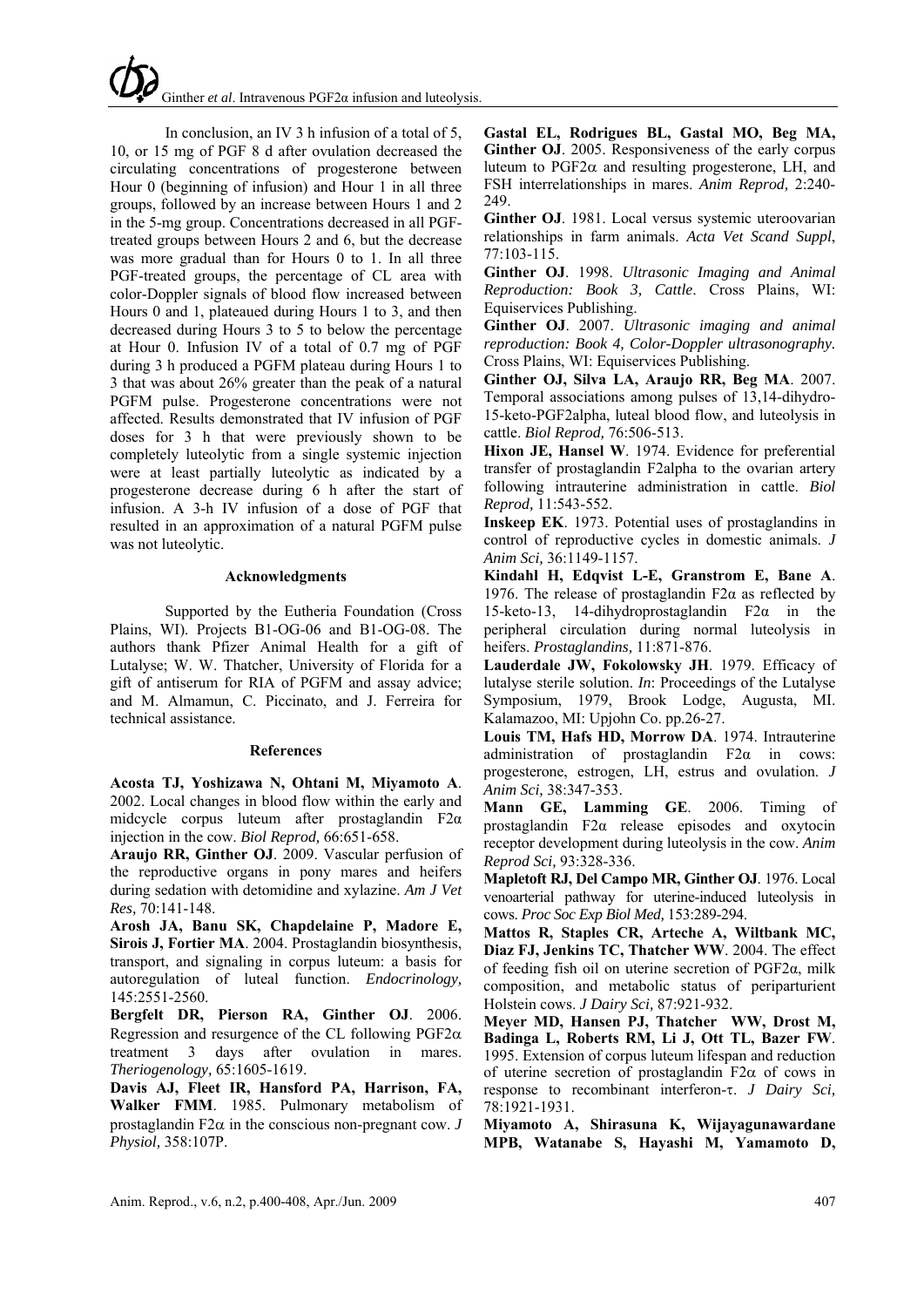In conclusion, an IV 3 h infusion of a total of 5, 10, or 15 mg of PGF 8 d after ovulation decreased the circulating concentrations of progesterone between Hour 0 (beginning of infusion) and Hour 1 in all three groups, followed by an increase between Hours 1 and 2 in the 5-mg group. Concentrations decreased in all PGF-treated groups between Hours 2 and 6, but the decrease was more gradual than for Hours 0 to 1. In all three PGF-treated groups, the percentage of CL area with color-Doppler signals of blood flow increased between Hours 0 and 1, plateaued during Hours 1 to 3, and then decreased during Hours 3 to 5 to below the percentage at Hour 0. Infusion IV of a total of 0.7 mg of PGF during 3 h produced a PGFM plateau during Hours 1 to 3 that was about 26% greater than the peak of a natural PGFM pulse. Progesterone concentrations were not affected. Results demonstrated that IV infusion of PGF doses for 3 h that were previously shown to be completely luteolytic from a single systemic injection were at least partially luteolytic as indicated by a progesterone decrease during 6 h after the start of infusion. A 3-h IV infusion of a dose of PGF that resulted in an approximation of a natural PGFM pulse was not luteolytic.

## Acknowledgments

Supported by the Eutheria Foundation (Cross Plains, WI). Projects B1-OG-06 and B1-OG-08. The authors thank Pfizer Animal Health for a gift of Lutalyse; W. W. Thatcher, University of Florida for a gift of antiserum for RIA of PGFM and assay advice; and M. Almamun, C. Piccinato, and J. Ferreira for technical assistance.

## References

**Acosta TJ, Yoshizawa N, Ohtani M, Miyamoto A**. 2002. Local changes in blood flow within the early and midcycle corpus luteum after prostaglandin F2α injection in the cow. *Biol Reprod,* 66:651-658.

**Araujo RR, Ginther OJ**. 2009. Vascular perfusion of the reproductive organs in pony mares and heifers during sedation with detomidine and xylazine. *Am J Vet Res,* 70:141-148.

**Arosh JA, Banu SK, Chapdelaine P, Madore E, Sirois J, Fortier MA**. 2004. Prostaglandin biosynthesis, transport, and signaling in corpus luteum: a basis for autoregulation of luteal function. *Endocrinology,* 145:2551-2560.

**Bergfelt DR, Pierson RA, Ginther OJ**. 2006. Regression and resurgence of the CL following PGF2α treatment 3 days after ovulation in mares. *Theriogenology,* 65:1605-1619.

**Davis AJ, Fleet IR, Hansford PA, Harrison, FA, Walker FMM**. 1985. Pulmonary metabolism of prostaglandin F2α in the conscious non-pregnant cow. *J Physiol,* 358:107P.

**Gastal EL, Rodrigues BL, Gastal MO, Beg MA, Ginther OJ**. 2005. Responsiveness of the early corpus luteum to PGF2α and resulting progesterone, LH, and FSH interrelationships in mares. *Anim Reprod,* 2:240-249.

**Ginther OJ**. 1981. Local versus systemic uteroovarian relationships in farm animals. *Acta Vet Scand Suppl*, 77:103-115.

**Ginther OJ**. 1998. *Ultrasonic Imaging and Animal Reproduction: Book 3, Cattle*. Cross Plains, WI: Equiservices Publishing.

**Ginther OJ**. 2007. *Ultrasonic imaging and animal reproduction: Book 4, Color-Doppler ultrasonography.* Cross Plains, WI: Equiservices Publishing.

**Ginther OJ, Silva LA, Araujo RR, Beg MA**. 2007. Temporal associations among pulses of 13,14-dihydro-15-keto-PGF2alpha, luteal blood flow, and luteolysis in cattle. *Biol Reprod,* 76:506-513.

**Hixon JE, Hansel W**. 1974. Evidence for preferential transfer of prostaglandin F2alpha to the ovarian artery following intrauterine administration in cattle. *Biol Reprod,* 11:543-552.

**Inskeep EK**. 1973. Potential uses of prostaglandins in control of reproductive cycles in domestic animals. *J Anim Sci,* 36:1149-1157.

**Kindahl H, Edqvist L-E, Granstrom E, Bane A**. 1976. The release of prostaglandin F2α as reflected by 15-keto-13, 14-dihydroprostaglandin F2α in the peripheral circulation during normal luteolysis in heifers. *Prostaglandins,* 11:871-876.

**Lauderdale JW, Fokolowsky JH**. 1979. Efficacy of lutalyse sterile solution. *In*: Proceedings of the Lutalyse Symposium, 1979, Brook Lodge, Augusta, MI. Kalamazoo, MI: Upjohn Co. pp.26-27.

**Louis TM, Hafs HD, Morrow DA**. 1974. Intrauterine administration of prostaglandin F2α in cows: progesterone, estrogen, LH, estrus and ovulation. *J Anim Sci,* 38:347-353.

**Mann GE, Lamming GE**. 2006. Timing of prostaglandin F2α release episodes and oxytocin receptor development during luteolysis in the cow. *Anim Reprod Sci,* 93:328-336.

**Mapletoft RJ, Del Campo MR, Ginther OJ**. 1976. Local venoarterial pathway for uterine-induced luteolysis in cows. *Proc Soc Exp Biol Med,* 153:289-294.

**Mattos R, Staples CR, Arteche A, Wiltbank MC, Diaz FJ, Jenkins TC, Thatcher WW**. 2004. The effect of feeding fish oil on uterine secretion of PGF2α, milk composition, and metabolic status of periparturient Holstein cows. *J Dairy Sci,* 87:921-932.

**Meyer MD, Hansen PJ, Thatcher WW, Drost M, Badinga L, Roberts RM, Li J, Ott TL, Bazer FW**. 1995. Extension of corpus luteum lifespan and reduction of uterine secretion of prostaglandin F2α of cows in response to recombinant interferon-τ. *J Dairy Sci,* 78:1921-1931.

**Miyamoto A, Shirasuna K, Wijayagunawardane MPB, Watanabe S, Hayashi M, Yamamoto D,**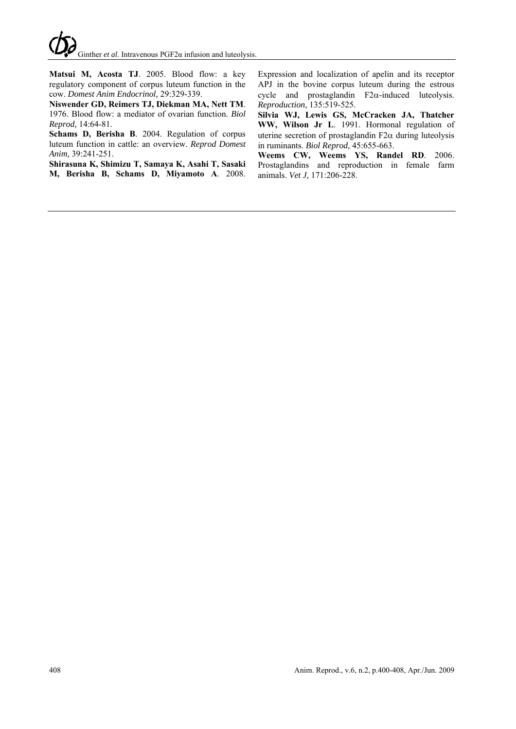**Matsui M, Acosta TJ**. 2005. Blood flow: a key regulatory component of corpus luteum function in the cow. *Domest Anim Endocrinol,* 29:329-339.

**Niswender GD, Reimers TJ, Diekman MA, Nett TM**. 1976. Blood flow: a mediator of ovarian function. *Biol Reprod,* 14:64-81.

**Schams D, Berisha B**. 2004. Regulation of corpus luteum function in cattle: an overview. *Reprod Domest Anim,* 39:241-251.

**Shirasuna K, Shimizu T, Samaya K, Asahi T, Sasaki M, Berisha B, Schams D, Miyamoto A**. 2008. Expression and localization of apelin and its receptor APJ in the bovine corpus luteum during the estrous cycle and prostaglandin F2α-induced luteolysis. *Reproduction,* 135:519-525.

**Silvia WJ, Lewis GS, McCracken JA, Thatcher WW, Wilson Jr L**. 1991. Hormonal regulation of uterine secretion of prostaglandin F2α during luteolysis in ruminants. *Biol Reprod,* 45:655-663.

**Weems CW, Weems YS, Randel RD**. 2006. Prostaglandins and reproduction in female farm animals. *Vet J,* 171:206-228.